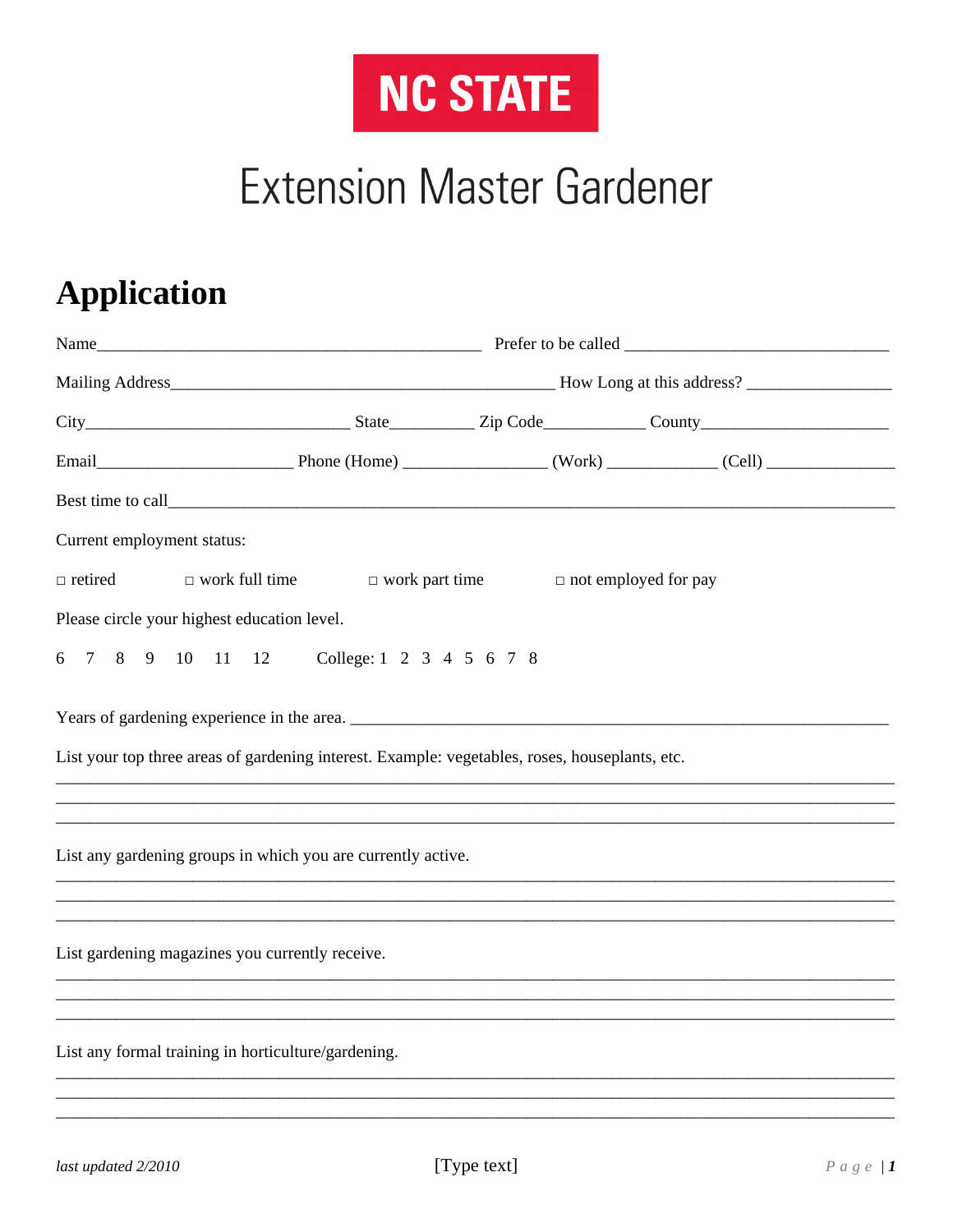NC STATE

Extension Master Gardener

# Application

Name_____________________________________________ Prefer to be called ______________________________

Mailing Address____________________________________________ How Long at this address? ________________

City______________________________ State_________ Zip Code___________ County_____________________

Email______________________ Phone (Home) ________________ (Work) ____________ (Cell) ______________

Best time to call___________________________________________________________________________________

Current employment status:

□ retired □ work full time □ work part time □ not employed for pay

Please circle your highest education level.

6 7 8 9 10 11 12 College: 1 2 3 4 5 6 7 8

Years of gardening experience in the area. ______________________________________________________________

List your top three areas of gardening interest. Example: vegetables, roses, houseplants, etc.

_____________________________________________________________________________________________
_____________________________________________________________________________________________
_____________________________________________________________________________________________

List any gardening groups in which you are currently active.

_____________________________________________________________________________________________
_____________________________________________________________________________________________
_____________________________________________________________________________________________

List gardening magazines you currently receive.

_____________________________________________________________________________________________
_____________________________________________________________________________________________
_____________________________________________________________________________________________

List any formal training in horticulture/gardening.

_____________________________________________________________________________________________
_____________________________________________________________________________________________
_____________________________________________________________________________________________

*last updated 2/2010* [Type text]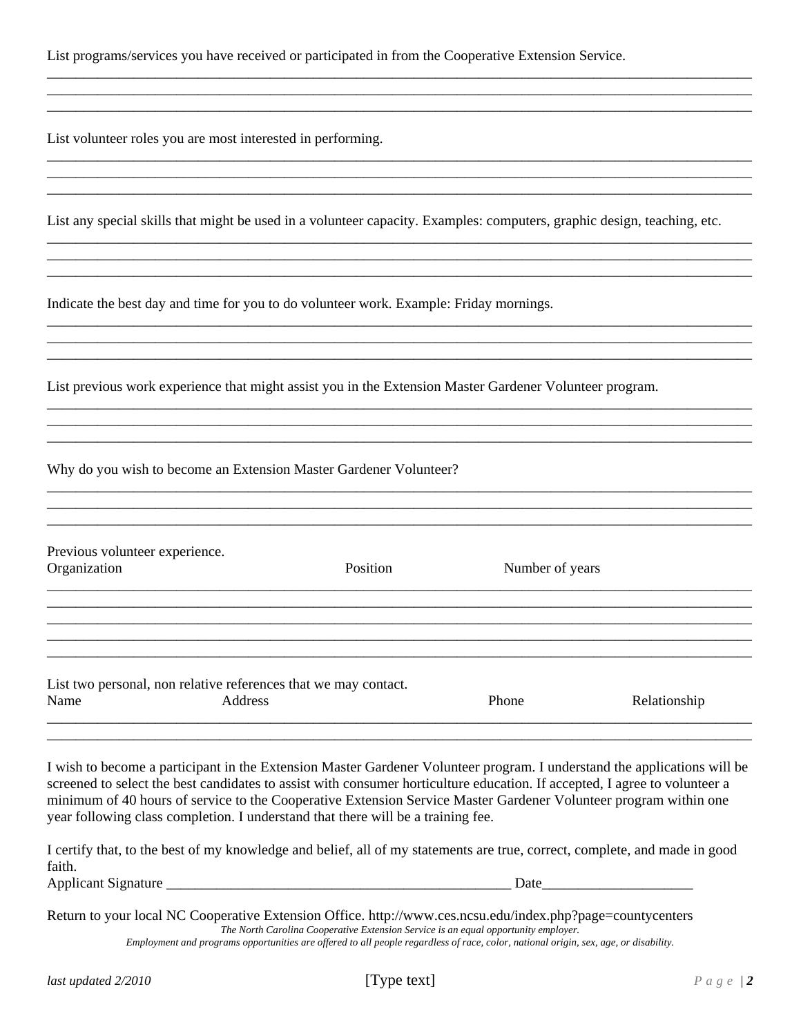List programs/services you have received or participated in from the Cooperative Extension Service.

___________________________________________________________________________________________

___________________________________________________________________________________________

___________________________________________________________________________________________

List volunteer roles you are most interested in performing.

___________________________________________________________________________________________

___________________________________________________________________________________________

___________________________________________________________________________________________

List any special skills that might be used in a volunteer capacity. Examples: computers, graphic design, teaching, etc.

___________________________________________________________________________________________

___________________________________________________________________________________________

___________________________________________________________________________________________

Indicate the best day and time for you to do volunteer work. Example: Friday mornings.

___________________________________________________________________________________________

___________________________________________________________________________________________

___________________________________________________________________________________________

List previous work experience that might assist you in the Extension Master Gardener Volunteer program.

___________________________________________________________________________________________

___________________________________________________________________________________________

___________________________________________________________________________________________

Why do you wish to become an Extension Master Gardener Volunteer?

___________________________________________________________________________________________

___________________________________________________________________________________________

___________________________________________________________________________________________

Previous volunteer experience.

| Organization | Position | Number of years |
| --- | --- | --- |
| | | |
| | | |
| | | |
| | | |
| | | |

List two personal, non relative references that we may contact.

| Name | Address | Phone | Relationship |
| --- | --- | --- | --- |
| | | | |
| | | | |

I wish to become a participant in the Extension Master Gardener Volunteer program. I understand the applications will be screened to select the best candidates to assist with consumer horticulture education. If accepted, I agree to volunteer a minimum of 40 hours of service to the Cooperative Extension Service Master Gardener Volunteer program within one year following class completion. I understand that there will be a training fee.

I certify that, to the best of my knowledge and belief, all of my statements are true, correct, complete, and made in good faith.

Applicant Signature _________________________________________________ Date_____________________

Return to your local NC Cooperative Extension Office. http://www.ces.ncsu.edu/index.php?page=countycenters

*The North Carolina Cooperative Extension Service is an equal opportunity employer.*
*Employment and programs opportunities are offered to all people regardless of race, color, national origin, sex, age, or disability.*

*last updated 2/2010*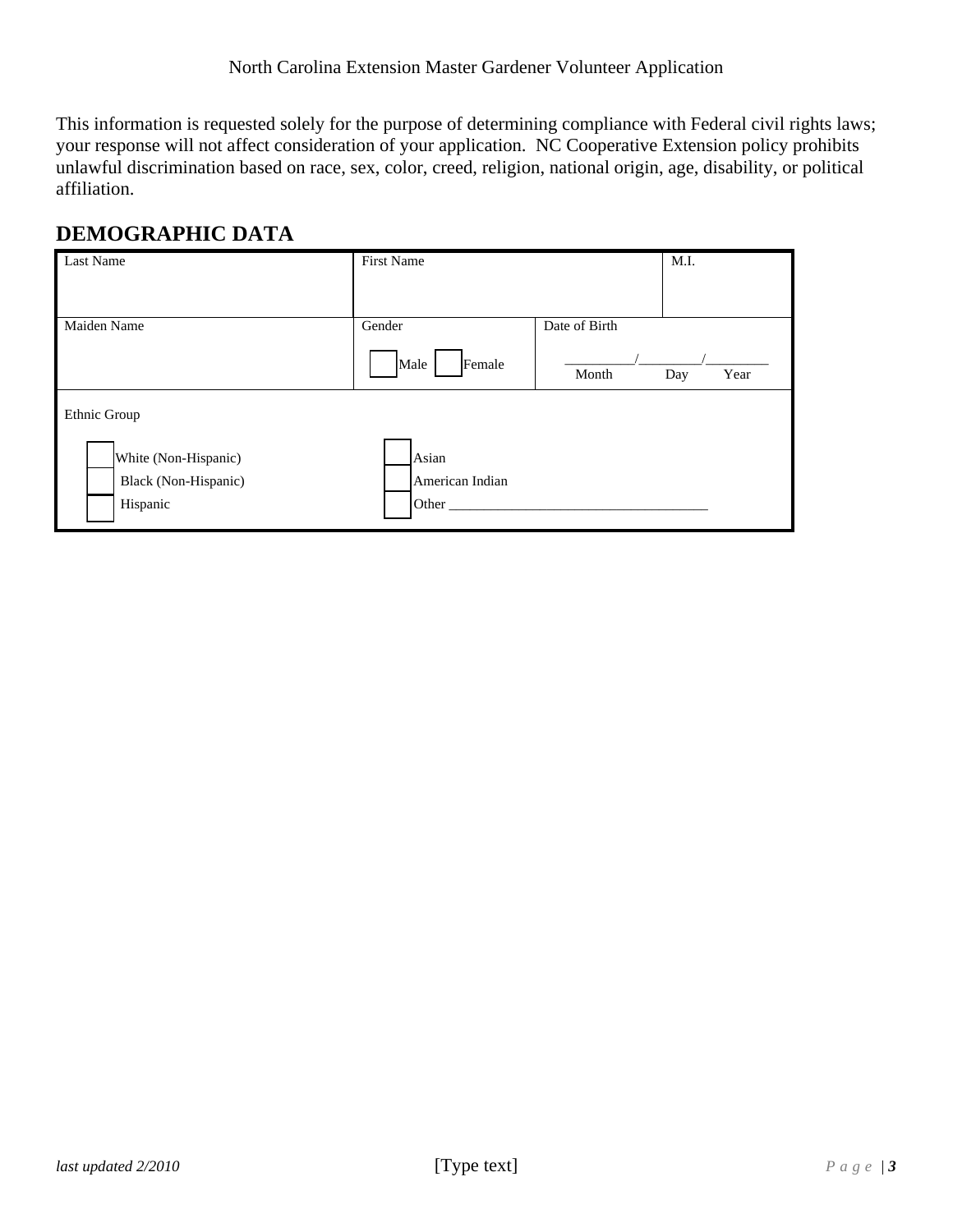North Carolina Extension Master Gardener Volunteer Application

This information is requested solely for the purpose of determining compliance with Federal civil rights laws; your response will not affect consideration of your application. NC Cooperative Extension policy prohibits unlawful discrimination based on race, sex, color, creed, religion, national origin, age, disability, or political affiliation.

## DEMOGRAPHIC DATA

| Last Name | First Name | | M.I. |
|---|---|---|---|
| Maiden Name | Gender<br>☐ Male ☐ Female | Date of Birth<br>\_\_\_\_\_\_\_\_\_\_/\_\_\_\_\_\_\_\_\_\_/\_\_\_\_\_\_\_\_\_\_<br>Month Day Year | |

Ethnic Group

- ☐ White (Non-Hispanic)
- ☐ Black (Non-Hispanic)
- ☐ Hispanic
- ☐ Asian
- ☐ American Indian
- ☐ Other ____________________________________

*last updated 2/2010*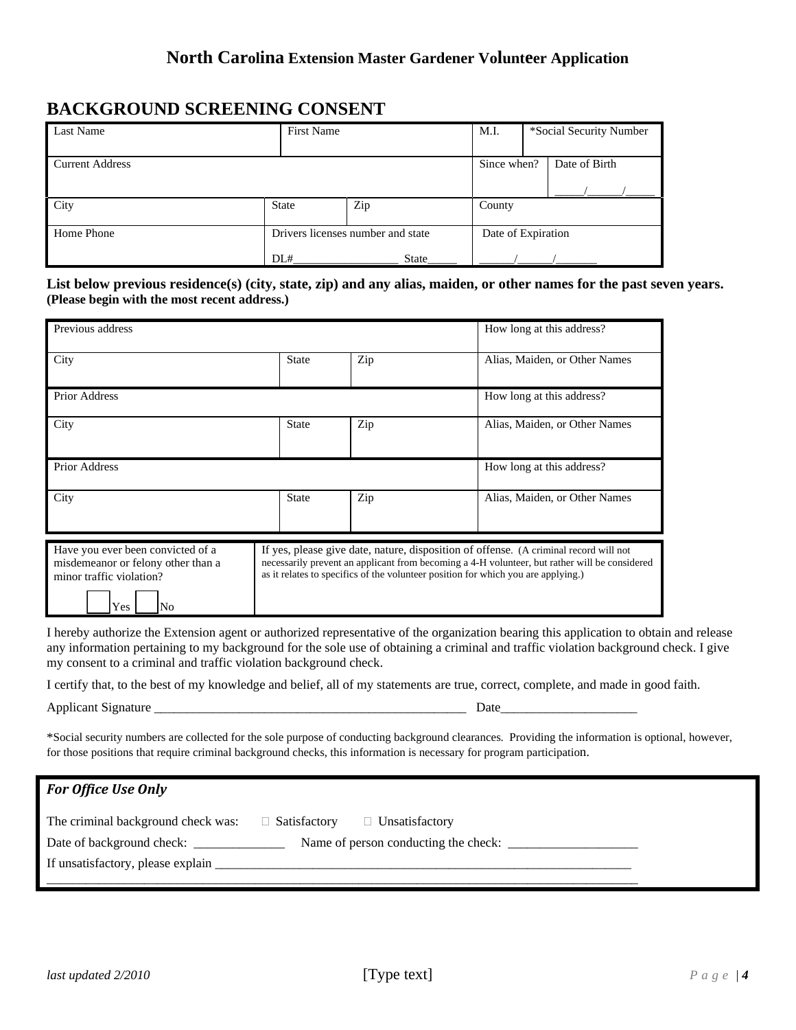# North Carolina Extension Master Gardener Volunteer Application

## BACKGROUND SCREENING CONSENT

| | | | | |
|---|---|---|---|---|
| Last Name | First Name | | M.I. | *Social Security Number |
| Current Address | | | Since when? | Date of Birth<br>_____/______/_____ |
| City | State | Zip | County | |
| Home Phone | Drivers licenses number and state<br>DL#__________________ State_____ | | Date of Expiration<br>______/______/_______ | |

**List below previous residence(s) (city, state, zip) and any alias, maiden, or other names for the past seven years. (Please begin with the most recent address.)**

| | | | |
|---|---|---|---|
| Previous address | | | How long at this address? |
| City | State | Zip | Alias, Maiden, or Other Names |
| Prior Address | | | How long at this address? |
| City | State | Zip | Alias, Maiden, or Other Names |
| Prior Address | | | How long at this address? |
| City | State | Zip | Alias, Maiden, or Other Names |

| | |
|---|---|
| Have you ever been convicted of a misdemeanor or felony other than a minor traffic violation?<br>☐ Yes ☐ No | If yes, please give date, nature, disposition of offense. (A criminal record will not necessarily prevent an applicant from becoming a 4-H volunteer, but rather will be considered as it relates to specifics of the volunteer position for which you are applying.) |

I hereby authorize the Extension agent or authorized representative of the organization bearing this application to obtain and release any information pertaining to my background for the sole use of obtaining a criminal and traffic violation background check. I give my consent to a criminal and traffic violation background check.

I certify that, to the best of my knowledge and belief, all of my statements are true, correct, complete, and made in good faith.

Applicant Signature _________________________________________________ Date_____________________

*Social security numbers are collected for the sole purpose of conducting background clearances. Providing the information is optional, however, for those positions that require criminal background checks, this information is necessary for program participation.

***For Office Use Only***

The criminal background check was: ☐ Satisfactory ☐ Unsatisfactory

Date of background check: ______________ Name of person conducting the check: ____________________

If unsatisfactory, please explain _________________________________________________________________
_____________________________________________________________________________________________

last updated 2/2010